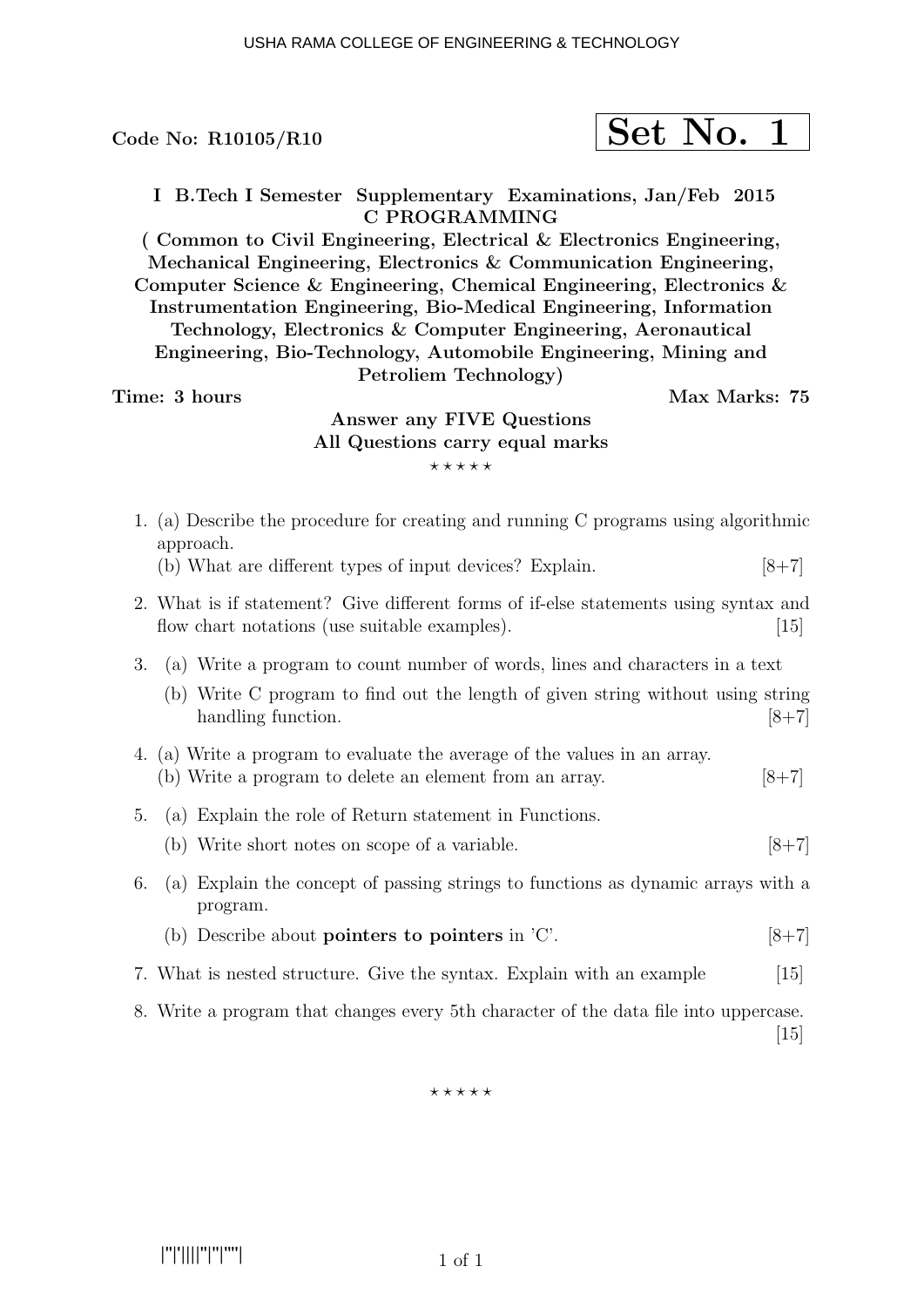Code No: R10105/R10

**Set No. 1**

**I B.Tech I Semester Supplementary Examinations, Jan/Feb 2015**
**C PROGRAMMING**
**( Common to Civil Engineering, Electrical & Electronics Engineering, Mechanical Engineering, Electronics & Communication Engineering, Computer Science & Engineering, Chemical Engineering, Electronics & Instrumentation Engineering, Bio-Medical Engineering, Information Technology, Electronics & Computer Engineering, Aeronautical Engineering, Bio-Technology, Automobile Engineering, Mining and Petroliem Technology)**

**Time: 3 hours** **Max Marks: 75**

**Answer any FIVE Questions**
**All Questions carry equal marks**

⋆ ⋆ ⋆ ⋆ ⋆

1. (a) Describe the procedure for creating and running C programs using algorithmic approach.
   (b) What are different types of input devices? Explain. [8+7]

2. What is if statement? Give different forms of if-else statements using syntax and flow chart notations (use suitable examples). [15]

3. (a) Write a program to count number of words, lines and characters in a text
   (b) Write C program to find out the length of given string without using string handling function. [8+7]

4. (a) Write a program to evaluate the average of the values in an array.
   (b) Write a program to delete an element from an array. [8+7]

5. (a) Explain the role of Return statement in Functions.
   (b) Write short notes on scope of a variable. [8+7]

6. (a) Explain the concept of passing strings to functions as dynamic arrays with a program.
   (b) Describe about **pointers to pointers** in 'C'. [8+7]

7. What is nested structure. Give the syntax. Explain with an example [15]

8. Write a program that changes every 5th character of the data file into uppercase. [15]

⋆ ⋆ ⋆ ⋆ ⋆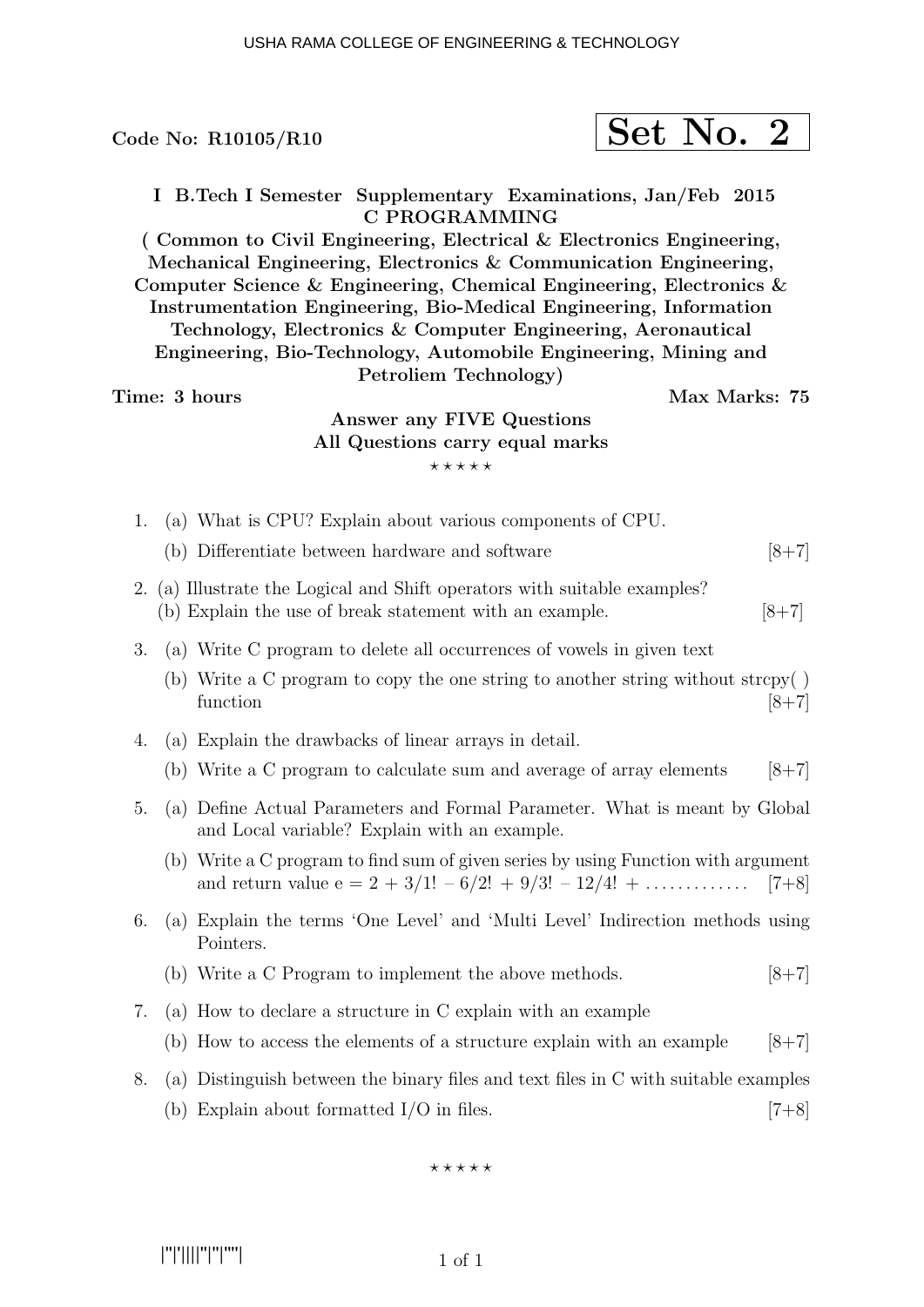Code No: R10105/R10

**Set No. 2**

**I B.Tech I Semester Supplementary Examinations, Jan/Feb 2015**
**C PROGRAMMING**
**( Common to Civil Engineering, Electrical & Electronics Engineering, Mechanical Engineering, Electronics & Communication Engineering, Computer Science & Engineering, Chemical Engineering, Electronics & Instrumentation Engineering, Bio-Medical Engineering, Information Technology, Electronics & Computer Engineering, Aeronautical Engineering, Bio-Technology, Automobile Engineering, Mining and Petroliem Technology)**

**Time: 3 hours** **Max Marks: 75**

**Answer any FIVE Questions**
**All Questions carry equal marks**

⋆ ⋆ ⋆ ⋆ ⋆

1. (a) What is CPU? Explain about various components of CPU.
   (b) Differentiate between hardware and software [8+7]

2. (a) Illustrate the Logical and Shift operators with suitable examples?
   (b) Explain the use of break statement with an example. [8+7]

3. (a) Write C program to delete all occurrences of vowels in given text
   (b) Write a C program to copy the one string to another string without strcpy( ) function [8+7]

4. (a) Explain the drawbacks of linear arrays in detail.
   (b) Write a C program to calculate sum and average of array elements [8+7]

5. (a) Define Actual Parameters and Formal Parameter. What is meant by Global and Local variable? Explain with an example.
   (b) Write a C program to find sum of given series by using Function with argument and return value $e = 2 + 3/1! - 6/2! + 9/3! - 12/4! + \ldots\ldots\ldots\ldots$ [7+8]

6. (a) Explain the terms 'One Level' and 'Multi Level' Indirection methods using Pointers.
   (b) Write a C Program to implement the above methods. [8+7]

7. (a) How to declare a structure in C explain with an example
   (b) How to access the elements of a structure explain with an example [8+7]

8. (a) Distinguish between the binary files and text files in C with suitable examples
   (b) Explain about formatted I/O in files. [7+8]

⋆ ⋆ ⋆ ⋆ ⋆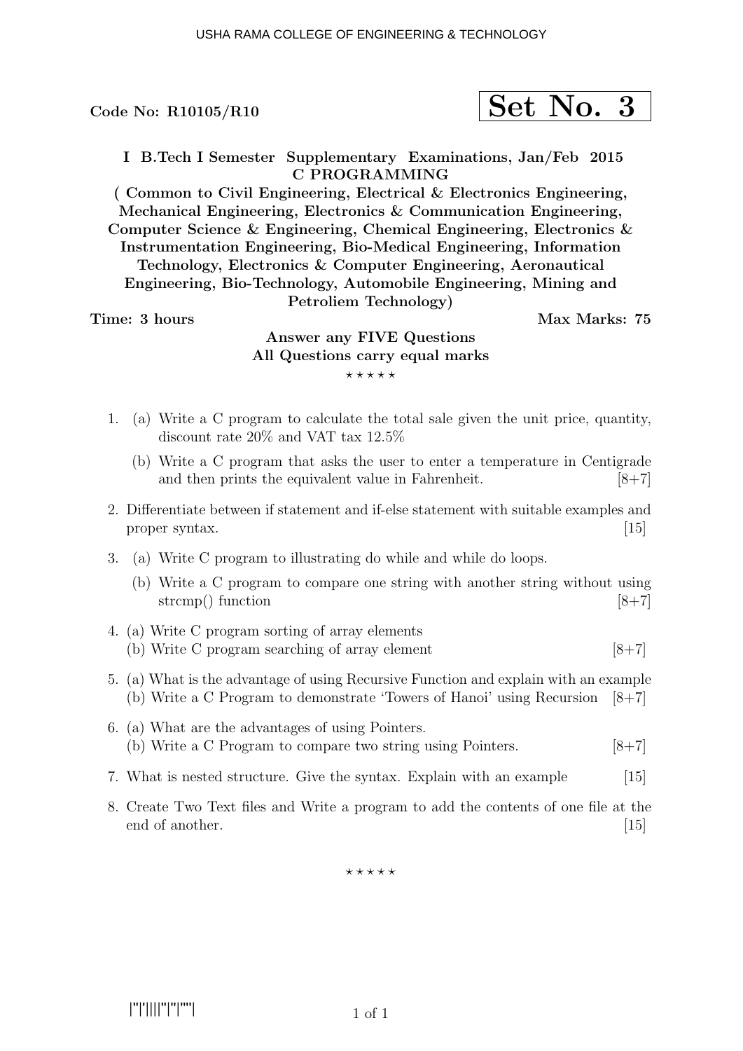Code No: R10105/R10

**Set No. 3**

**I B.Tech I Semester Supplementary Examinations, Jan/Feb 2015**
**C PROGRAMMING**
**( Common to Civil Engineering, Electrical & Electronics Engineering, Mechanical Engineering, Electronics & Communication Engineering, Computer Science & Engineering, Chemical Engineering, Electronics & Instrumentation Engineering, Bio-Medical Engineering, Information Technology, Electronics & Computer Engineering, Aeronautical Engineering, Bio-Technology, Automobile Engineering, Mining and Petroliem Technology)**

**Time: 3 hours** **Max Marks: 75**

**Answer any FIVE Questions**
**All Questions carry equal marks**

⋆ ⋆ ⋆ ⋆ ⋆

1. (a) Write a C program to calculate the total sale given the unit price, quantity, discount rate 20% and VAT tax 12.5%

   (b) Write a C program that asks the user to enter a temperature in Centigrade and then prints the equivalent value in Fahrenheit. [8+7]

2. Differentiate between if statement and if-else statement with suitable examples and proper syntax. [15]

3. (a) Write C program to illustrating do while and while do loops.

   (b) Write a C program to compare one string with another string without using strcmp() function [8+7]

4. (a) Write C program sorting of array elements
   (b) Write C program searching of array element [8+7]

5. (a) What is the advantage of using Recursive Function and explain with an example
   (b) Write a C Program to demonstrate 'Towers of Hanoi' using Recursion [8+7]

6. (a) What are the advantages of using Pointers.
   (b) Write a C Program to compare two string using Pointers. [8+7]

7. What is nested structure. Give the syntax. Explain with an example [15]

8. Create Two Text files and Write a program to add the contents of one file at the end of another. [15]

⋆ ⋆ ⋆ ⋆ ⋆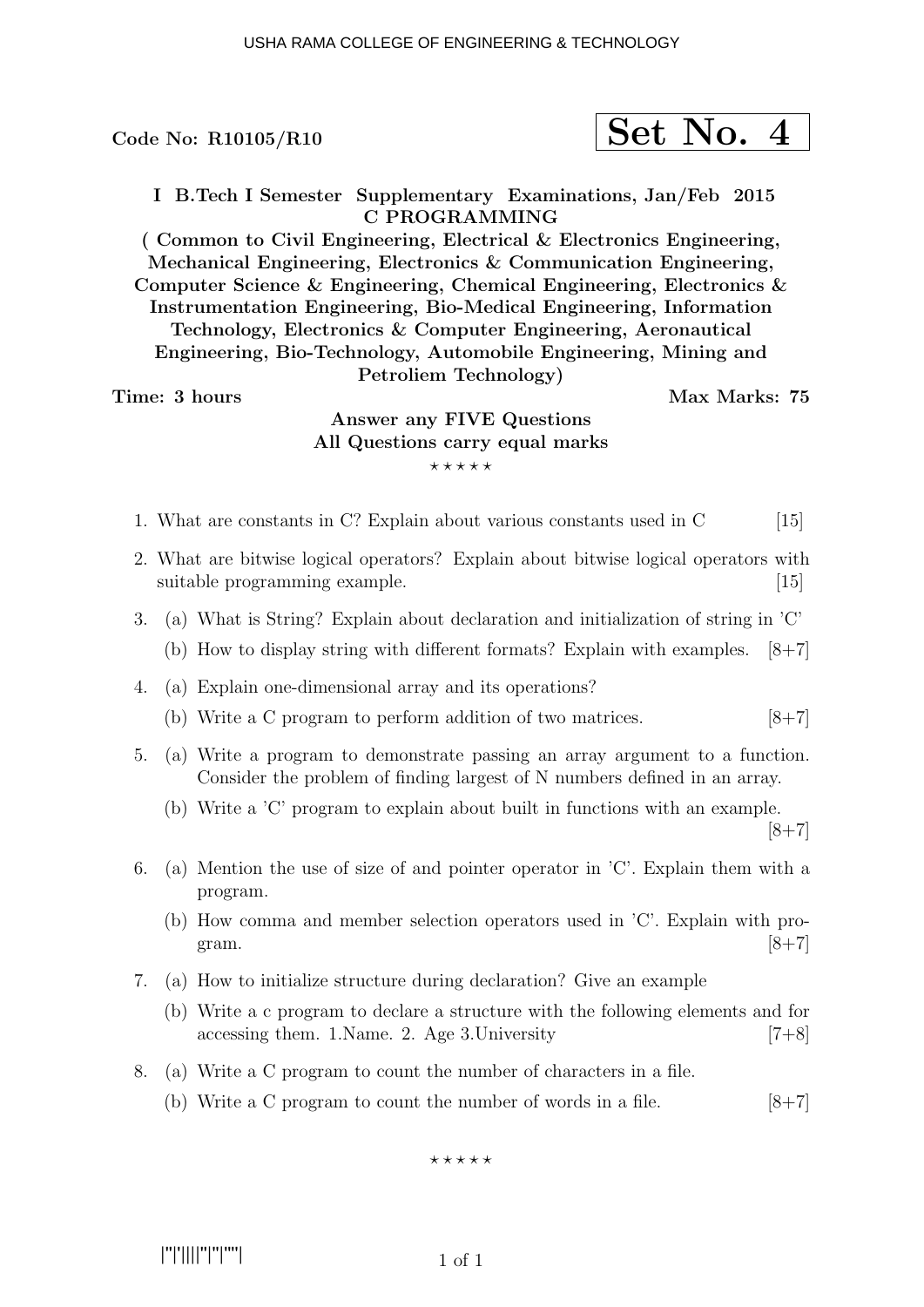Code No: R10105/R10

**Set No. 4**

**I B.Tech I Semester Supplementary Examinations, Jan/Feb 2015**
**C PROGRAMMING**
**( Common to Civil Engineering, Electrical & Electronics Engineering, Mechanical Engineering, Electronics & Communication Engineering, Computer Science & Engineering, Chemical Engineering, Electronics & Instrumentation Engineering, Bio-Medical Engineering, Information Technology, Electronics & Computer Engineering, Aeronautical Engineering, Bio-Technology, Automobile Engineering, Mining and Petroliem Technology)**

**Time: 3 hours** **Max Marks: 75**

**Answer any FIVE Questions**
**All Questions carry equal marks**

⋆ ⋆ ⋆ ⋆ ⋆

1. What are constants in C? Explain about various constants used in C [15]

2. What are bitwise logical operators? Explain about bitwise logical operators with suitable programming example. [15]

3. (a) What is String? Explain about declaration and initialization of string in 'C'
   (b) How to display string with different formats? Explain with examples. [8+7]

4. (a) Explain one-dimensional array and its operations?
   (b) Write a C program to perform addition of two matrices. [8+7]

5. (a) Write a program to demonstrate passing an array argument to a function. Consider the problem of finding largest of N numbers defined in an array.
   (b) Write a 'C' program to explain about built in functions with an example. [8+7]

6. (a) Mention the use of size of and pointer operator in 'C'. Explain them with a program.
   (b) How comma and member selection operators used in 'C'. Explain with program. [8+7]

7. (a) How to initialize structure during declaration? Give an example
   (b) Write a c program to declare a structure with the following elements and for accessing them. 1.Name. 2. Age 3.University [7+8]

8. (a) Write a C program to count the number of characters in a file.
   (b) Write a C program to count the number of words in a file. [8+7]

⋆ ⋆ ⋆ ⋆ ⋆